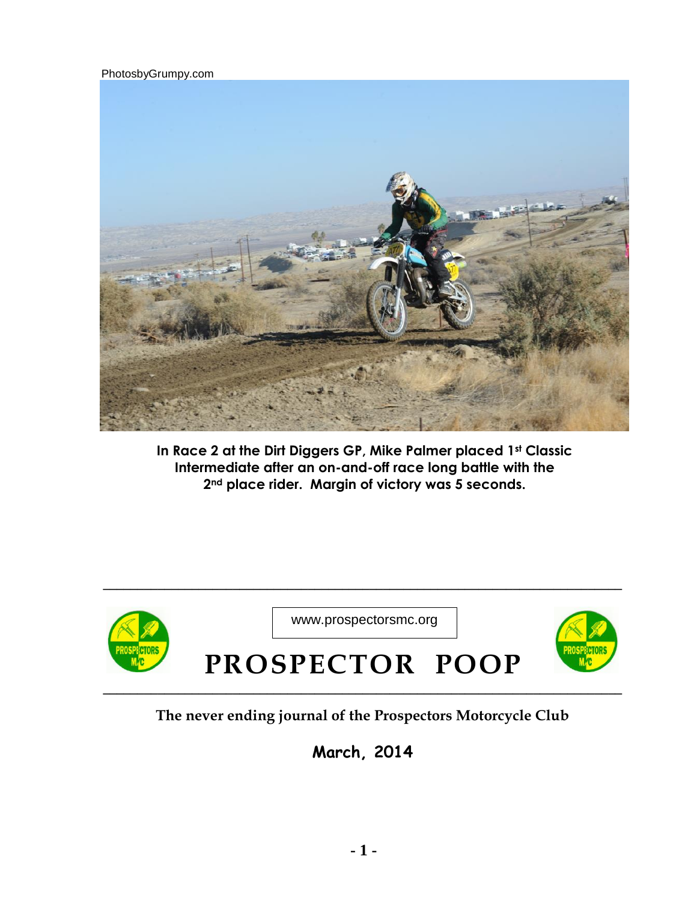PhotosbyGrumpy.com

**In Race 2 at the Dirt Diggers GP, Mike Palmer placed 1st Classic Intermediate after an on-and-off race long battle with the 2nd place rider. Margin of victory was 5 seconds.**

www.prospectorsmc.org

# PROSPECTOR POOP

**The never ending journal of the Prospectors Motorcycle Club**

**March, 2014**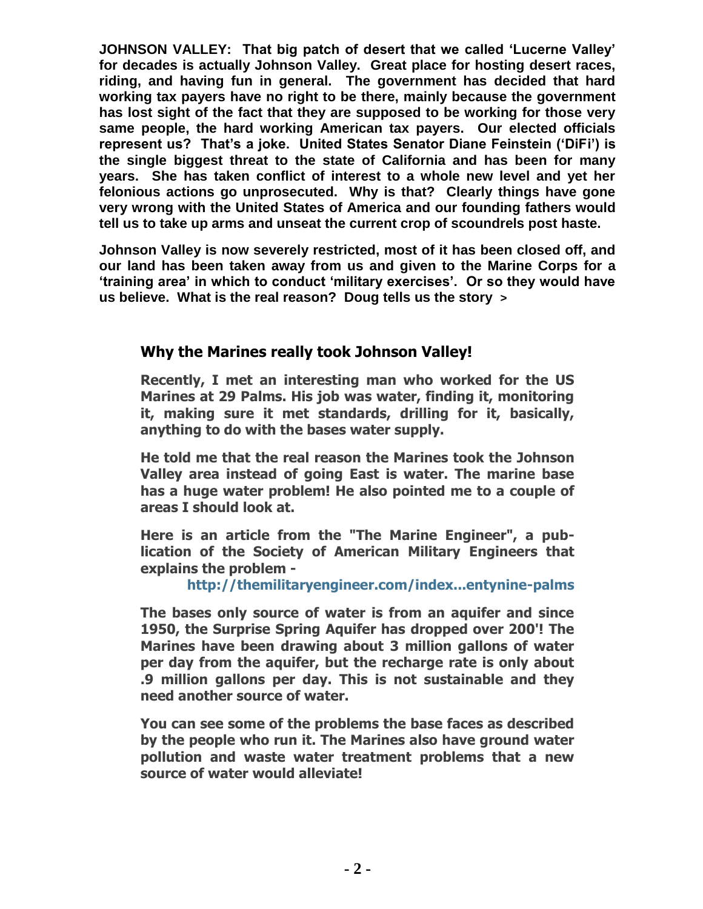**JOHNSON VALLEY: That big patch of desert that we called 'Lucerne Valley' for decades is actually Johnson Valley. Great place for hosting desert races, riding, and having fun in general. The government has decided that hard working tax payers have no right to be there, mainly because the government has lost sight of the fact that they are supposed to be working for those very same people, the hard working American tax payers. Our elected officials represent us? That's a joke. United States Senator Diane Feinstein ('DiFi') is the single biggest threat to the state of California and has been for many years. She has taken conflict of interest to a whole new level and yet her felonious actions go unprosecuted. Why is that? Clearly things have gone very wrong with the United States of America and our founding fathers would tell us to take up arms and unseat the current crop of scoundrels post haste.**

**Johnson Valley is now severely restricted, most of it has been closed off, and our land has been taken away from us and given to the Marine Corps for a 'training area' in which to conduct 'military exercises'. Or so they would have us believe. What is the real reason? Doug tells us the story >**

## Why the Marines really took Johnson Valley!

**Recently, I met an interesting man who worked for the US Marines at 29 Palms. His job was water, finding it, monitoring it, making sure it met standards, drilling for it, basically, anything to do with the bases water supply.**

**He told me that the real reason the Marines took the Johnson Valley area instead of going East is water. The marine base has a huge water problem! He also pointed me to a couple of areas I should look at.**

**Here is an article from the "The Marine Engineer", a publication of the Society of American Military Engineers that explains the problem -**

**http://themilitaryengineer.com/index...entynine-palms**

**The bases only source of water is from an aquifer and since 1950, the Surprise Spring Aquifer has dropped over 200'! The Marines have been drawing about 3 million gallons of water per day from the aquifer, but the recharge rate is only about .9 million gallons per day. This is not sustainable and they need another source of water.**

**You can see some of the problems the base faces as described by the people who run it. The Marines also have ground water pollution and waste water treatment problems that a new source of water would alleviate!**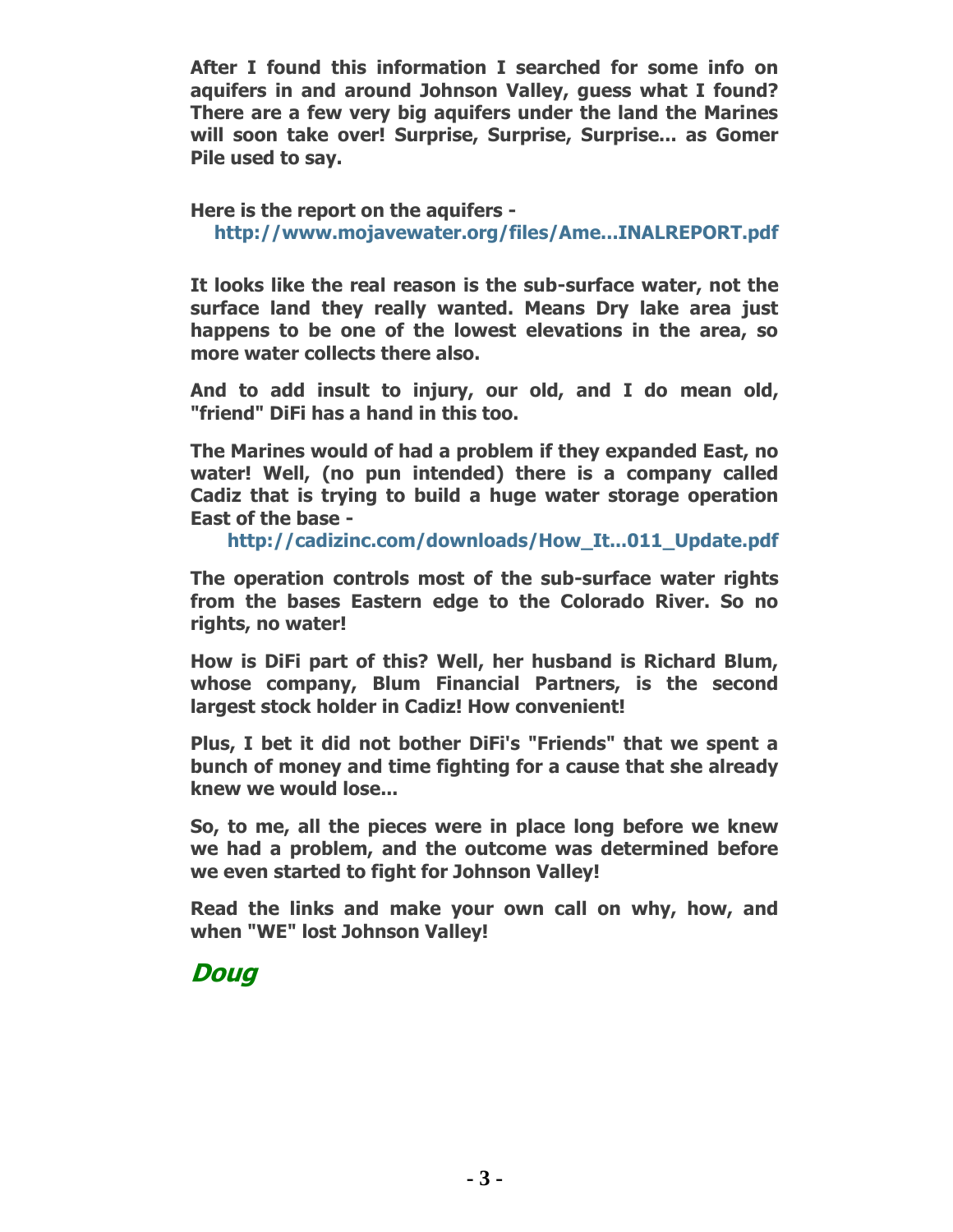**After I found this information I searched for some info on aquifers in and around Johnson Valley, guess what I found? There are a few very big aquifers under the land the Marines will soon take over! Surprise, Surprise, Surprise... as Gomer Pile used to say.**

**Here is the report on the aquifers -**
**http://www.mojavewater.org/files/Ame...INALREPORT.pdf**

**It looks like the real reason is the sub-surface water, not the surface land they really wanted. Means Dry lake area just happens to be one of the lowest elevations in the area, so more water collects there also.**

**And to add insult to injury, our old, and I do mean old, "friend" DiFi has a hand in this too.**

**The Marines would of had a problem if they expanded East, no water! Well, (no pun intended) there is a company called Cadiz that is trying to build a huge water storage operation East of the base -**
**http://cadizinc.com/downloads/How_It...011_Update.pdf**

**The operation controls most of the sub-surface water rights from the bases Eastern edge to the Colorado River. So no rights, no water!**

**How is DiFi part of this? Well, her husband is Richard Blum, whose company, Blum Financial Partners, is the second largest stock holder in Cadiz! How convenient!**

**Plus, I bet it did not bother DiFi's "Friends" that we spent a bunch of money and time fighting for a cause that she already knew we would lose...**

**So, to me, all the pieces were in place long before we knew we had a problem, and the outcome was determined before we even started to fight for Johnson Valley!**

**Read the links and make your own call on why, how, and when "WE" lost Johnson Valley!**

***Doug***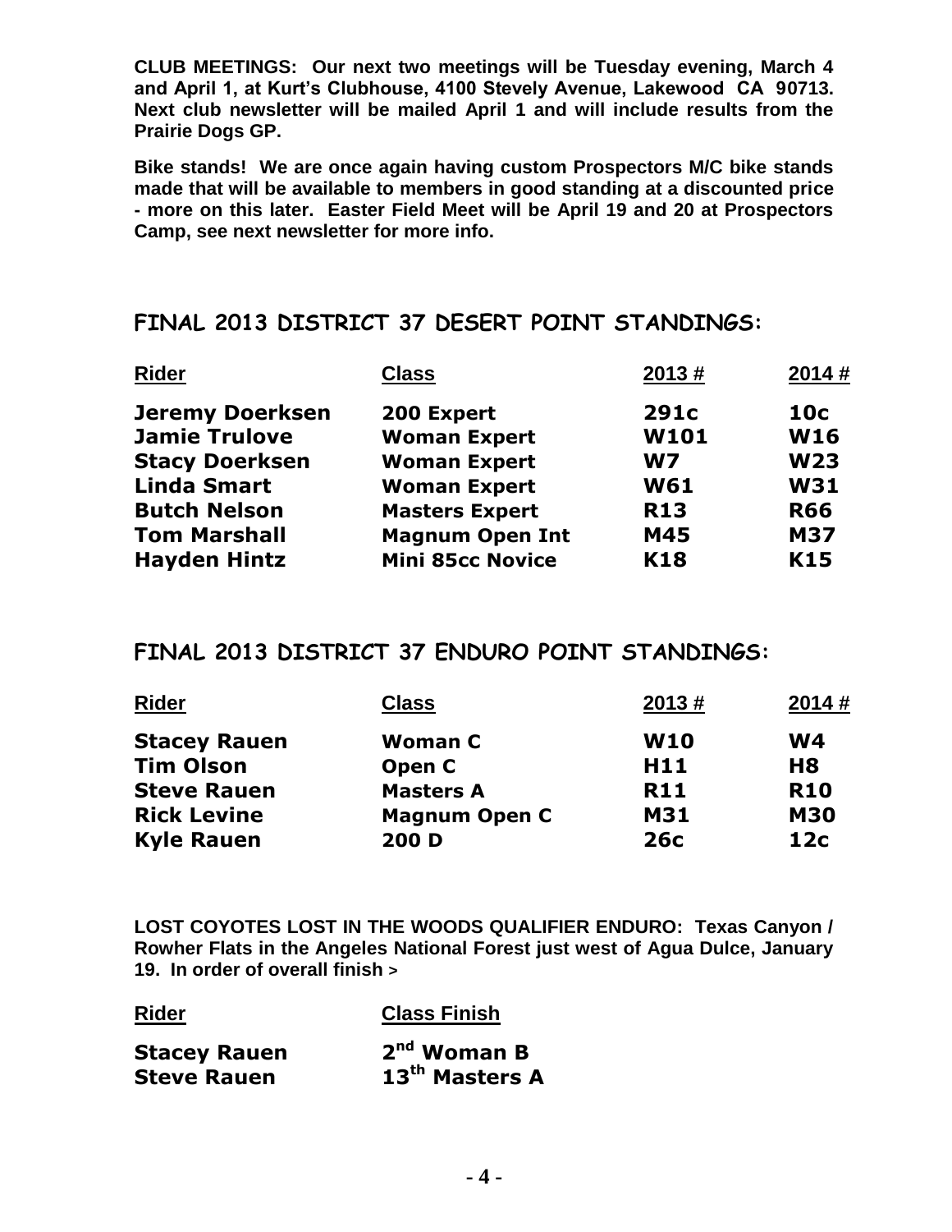**CLUB MEETINGS: Our next two meetings will be Tuesday evening, March 4 and April 1, at Kurt's Clubhouse, 4100 Stevely Avenue, Lakewood CA 90713. Next club newsletter will be mailed April 1 and will include results from the Prairie Dogs GP.**

**Bike stands! We are once again having custom Prospectors M/C bike stands made that will be available to members in good standing at a discounted price - more on this later. Easter Field Meet will be April 19 and 20 at Prospectors Camp, see next newsletter for more info.**

## FINAL 2013 DISTRICT 37 DESERT POINT STANDINGS:

| Rider | Class | 2013 # | 2014 # |
|---|---|---|---|
| **Jeremy Doerksen** | **200 Expert** | **291c** | **10c** |
| **Jamie Trulove** | **Woman Expert** | **W101** | **W16** |
| **Stacy Doerksen** | **Woman Expert** | **W7** | **W23** |
| **Linda Smart** | **Woman Expert** | **W61** | **W31** |
| **Butch Nelson** | **Masters Expert** | **R13** | **R66** |
| **Tom Marshall** | **Magnum Open Int** | **M45** | **M37** |
| **Hayden Hintz** | **Mini 85cc Novice** | **K18** | **K15** |

## FINAL 2013 DISTRICT 37 ENDURO POINT STANDINGS:

| Rider | Class | 2013 # | 2014 # |
|---|---|---|---|
| **Stacey Rauen** | **Woman C** | **W10** | **W4** |
| **Tim Olson** | **Open C** | **H11** | **H8** |
| **Steve Rauen** | **Masters A** | **R11** | **R10** |
| **Rick Levine** | **Magnum Open C** | **M31** | **M30** |
| **Kyle Rauen** | **200 D** | **26c** | **12c** |

**LOST COYOTES LOST IN THE WOODS QUALIFIER ENDURO: Texas Canyon / Rowher Flats in the Angeles National Forest just west of Agua Dulce, January 19. In order of overall finish >**

| Rider | Class Finish |
|---|---|
| **Stacey Rauen** | **2nd Woman B** |
| **Steve Rauen** | **13th Masters A** |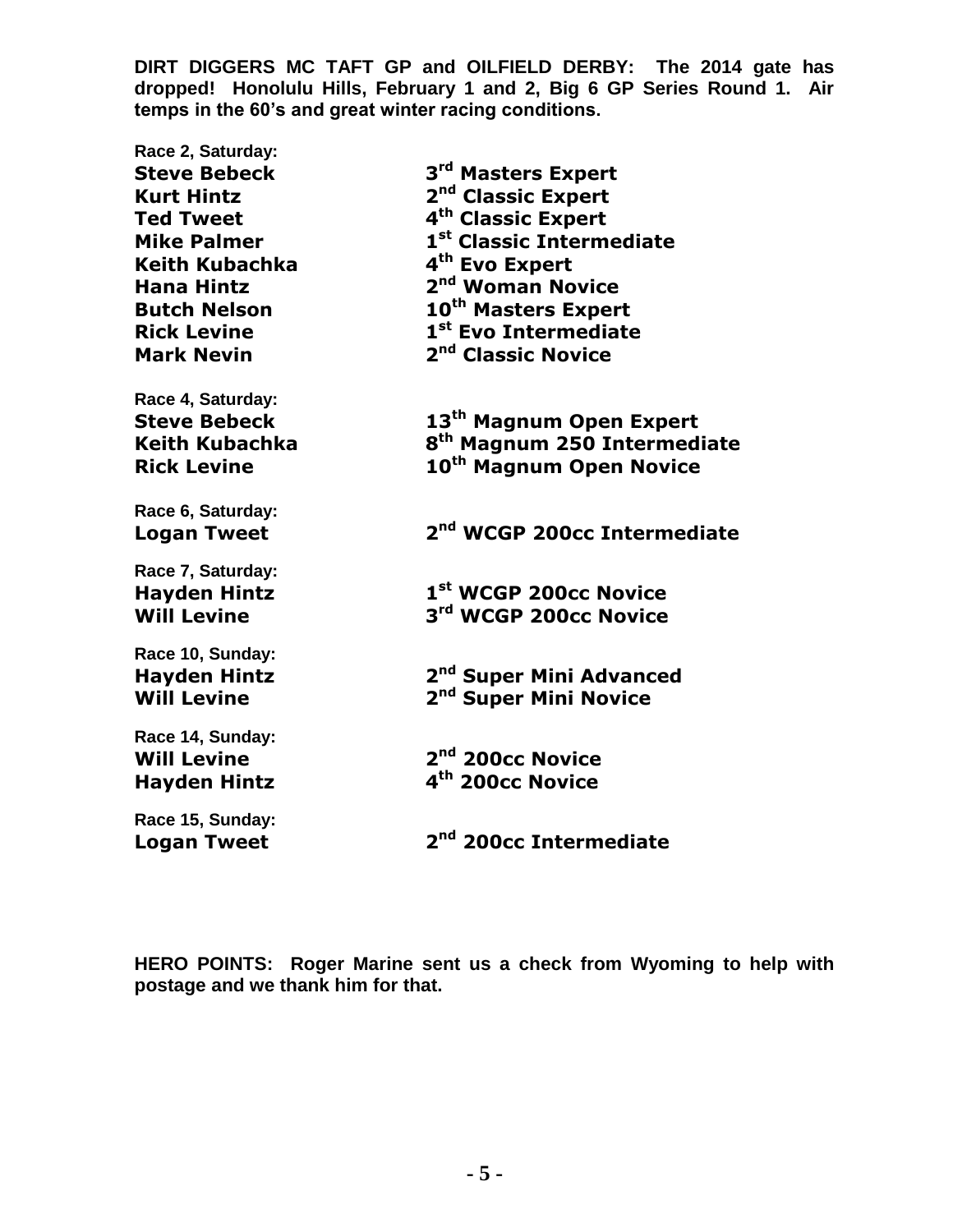**DIRT DIGGERS MC TAFT GP and OILFIELD DERBY: The 2014 gate has dropped! Honolulu Hills, February 1 and 2, Big 6 GP Series Round 1. Air temps in the 60's and great winter racing conditions.**

**Race 2, Saturday:**

| | |
|---|---|
| **Steve Bebeck** | **3rd Masters Expert** |
| **Kurt Hintz** | **2nd Classic Expert** |
| **Ted Tweet** | **4th Classic Expert** |
| **Mike Palmer** | **1st Classic Intermediate** |
| **Keith Kubachka** | **4th Evo Expert** |
| **Hana Hintz** | **2nd Woman Novice** |
| **Butch Nelson** | **10th Masters Expert** |
| **Rick Levine** | **1st Evo Intermediate** |
| **Mark Nevin** | **2nd Classic Novice** |

**Race 4, Saturday:**

| | |
|---|---|
| **Steve Bebeck** | **13th Magnum Open Expert** |
| **Keith Kubachka** | **8th Magnum 250 Intermediate** |
| **Rick Levine** | **10th Magnum Open Novice** |

**Race 6, Saturday:**

| | |
|---|---|
| **Logan Tweet** | **2nd WCGP 200cc Intermediate** |

**Race 7, Saturday:**

| | |
|---|---|
| **Hayden Hintz** | **1st WCGP 200cc Novice** |
| **Will Levine** | **3rd WCGP 200cc Novice** |

**Race 10, Sunday:**

| | |
|---|---|
| **Hayden Hintz** | **2nd Super Mini Advanced** |
| **Will Levine** | **2nd Super Mini Novice** |

**Race 14, Sunday:**

| | |
|---|---|
| **Will Levine** | **2nd 200cc Novice** |
| **Hayden Hintz** | **4th 200cc Novice** |

**Race 15, Sunday:**

| | |
|---|---|
| **Logan Tweet** | **2nd 200cc Intermediate** |

**HERO POINTS: Roger Marine sent us a check from Wyoming to help with postage and we thank him for that.**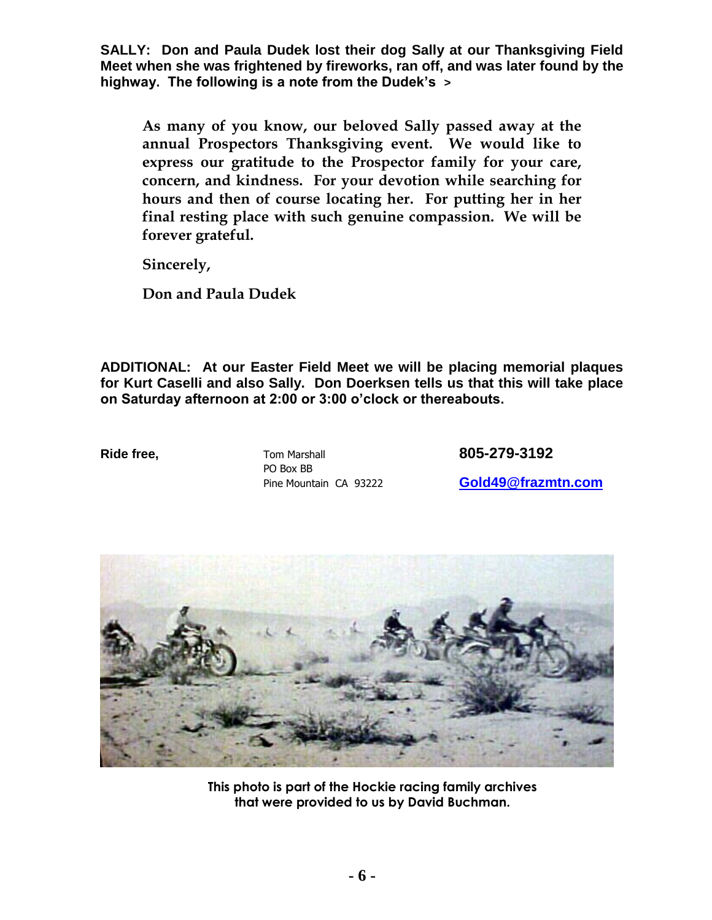**SALLY: Don and Paula Dudek lost their dog Sally at our Thanksgiving Field Meet when she was frightened by fireworks, ran off, and was later found by the highway. The following is a note from the Dudek's >**

> **As many of you know, our beloved Sally passed away at the annual Prospectors Thanksgiving event. We would like to express our gratitude to the Prospector family for your care, concern, and kindness. For your devotion while searching for hours and then of course locating her. For putting her in her final resting place with such genuine compassion. We will be forever grateful.**
>
> **Sincerely,**
>
> **Don and Paula Dudek**

**ADDITIONAL: At our Easter Field Meet we will be placing memorial plaques for Kurt Caselli and also Sally. Don Doerksen tells us that this will take place on Saturday afternoon at 2:00 or 3:00 o'clock or thereabouts.**

**Ride free,**

Tom Marshall
PO Box BB
Pine Mountain CA 93222

**805-279-3192**

**Gold49@frazmtn.com**

**This photo is part of the Hockie racing family archives that were provided to us by David Buchman.**